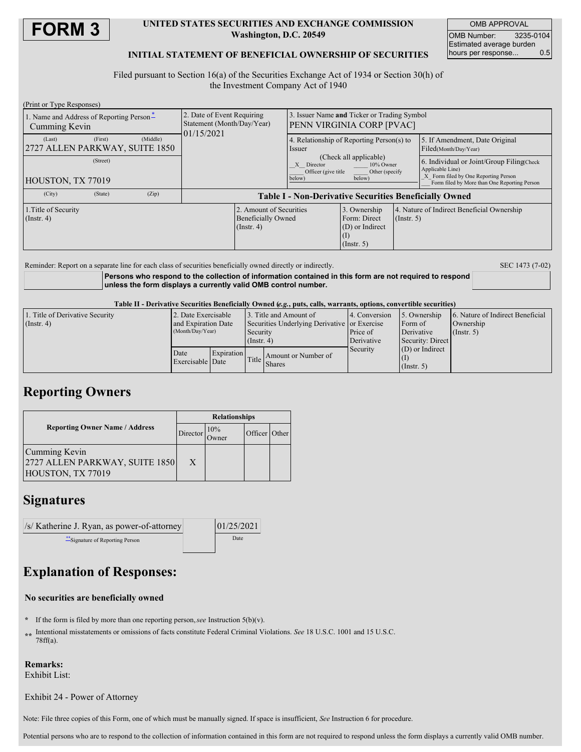# FORM 3

**UNITED STATES SECURITIES AND EXCHANGE COMMISSION**
**Washington, D.C. 20549**

**INITIAL STATEMENT OF BENEFICIAL OWNERSHIP OF SECURITIES**

| OMB APPROVAL | |
|---|---|
| OMB Number: | 3235-0104 |
| Estimated average burden hours per response... | 0.5 |

Filed pursuant to Section 16(a) of the Securities Exchange Act of 1934 or Section 30(h) of the Investment Company Act of 1940

(Print or Type Responses)

| 1. Name and Address of Reporting Person* | 2. Date of Event Requiring Statement (Month/Day/Year) | 3. Issuer Name and Ticker or Trading Symbol |
|---|---|---|
| Cumming Kevin<br>(Last) (First) (Middle)<br>2727 ALLEN PARKWAY, SUITE 1850<br>(Street)<br>HOUSTON, TX 77019<br>(City) (State) (Zip) | 01/15/2021 | PENN VIRGINIA CORP [PVAC] |

4. Relationship of Reporting Person(s) to Issuer (Check all applicable)
_X_ Director ___ 10% Owner ___ Officer (give title below) ___ Other (specify below)

5. If Amendment, Date Original Filed(Month/Day/Year)

6. Individual or Joint/Group Filing(Check Applicable Line)
_X_ Form filed by One Reporting Person
___ Form filed by More than One Reporting Person

**Table I - Non-Derivative Securities Beneficially Owned**

| 1.Title of Security (Instr. 4) | 2. Amount of Securities Beneficially Owned (Instr. 4) | 3. Ownership Form: Direct (D) or Indirect (I) (Instr. 5) | 4. Nature of Indirect Beneficial Ownership (Instr. 5) |
|---|---|---|---|

Reminder: Report on a separate line for each class of securities beneficially owned directly or indirectly.

SEC 1473 (7-02)

**Persons who respond to the collection of information contained in this form are not required to respond unless the form displays a currently valid OMB control number.**

**Table II - Derivative Securities Beneficially Owned (*e.g.*, puts, calls, warrants, options, convertible securities)**

| 1. Title of Derivative Security (Instr. 4) | 2. Date Exercisable and Expiration Date (Month/Day/Year) | | 3. Title and Amount of Securities Underlying Derivative Security (Instr. 4) | | 4. Conversion or Exercise Price of Derivative Security | 5. Ownership Form of Derivative Security: Direct (D) or Indirect (I) (Instr. 5) | 6. Nature of Indirect Beneficial Ownership (Instr. 5) |
|---|---|---|---|---|---|---|---|
| | Date Exercisable | Expiration Date | Title | Amount or Number of Shares | | | |

## Reporting Owners

| Reporting Owner Name / Address | Relationships | | | |
|---|---|---|---|---|
| | Director | 10% Owner | Officer | Other |
| Cumming Kevin<br>2727 ALLEN PARKWAY, SUITE 1850<br>HOUSTON, TX 77019 | X | | | |

## Signatures

| /s/ Katherine J. Ryan, as power-of-attorney | 01/25/2021 |
|---|---|
| **Signature of Reporting Person | Date |

## Explanation of Responses:

**No securities are beneficially owned**

\* If the form is filed by more than one reporting person, *see* Instruction 5(b)(v).

\*\* Intentional misstatements or omissions of facts constitute Federal Criminal Violations. *See* 18 U.S.C. 1001 and 15 U.S.C. 78ff(a).

**Remarks:**
Exhibit List:

Exhibit 24 - Power of Attorney

Note: File three copies of this Form, one of which must be manually signed. If space is insufficient, *See* Instruction 6 for procedure.

Potential persons who are to respond to the collection of information contained in this form are not required to respond unless the form displays a currently valid OMB number.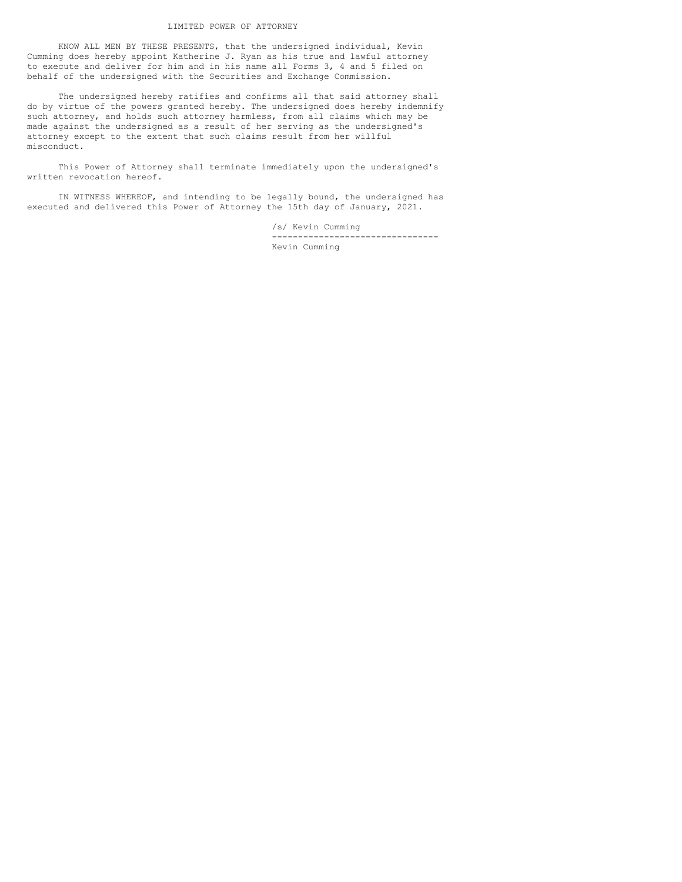# LIMITED POWER OF ATTORNEY

KNOW ALL MEN BY THESE PRESENTS, that the undersigned individual, Kevin Cumming does hereby appoint Katherine J. Ryan as his true and lawful attorney to execute and deliver for him and in his name all Forms 3, 4 and 5 filed on behalf of the undersigned with the Securities and Exchange Commission.

The undersigned hereby ratifies and confirms all that said attorney shall do by virtue of the powers granted hereby. The undersigned does hereby indemnify such attorney, and holds such attorney harmless, from all claims which may be made against the undersigned as a result of her serving as the undersigned's attorney except to the extent that such claims result from her willful misconduct.

This Power of Attorney shall terminate immediately upon the undersigned's written revocation hereof.

IN WITNESS WHEREOF, and intending to be legally bound, the undersigned has executed and delivered this Power of Attorney the 15th day of January, 2021.

/s/ Kevin Cumming

--------------------------------

Kevin Cumming